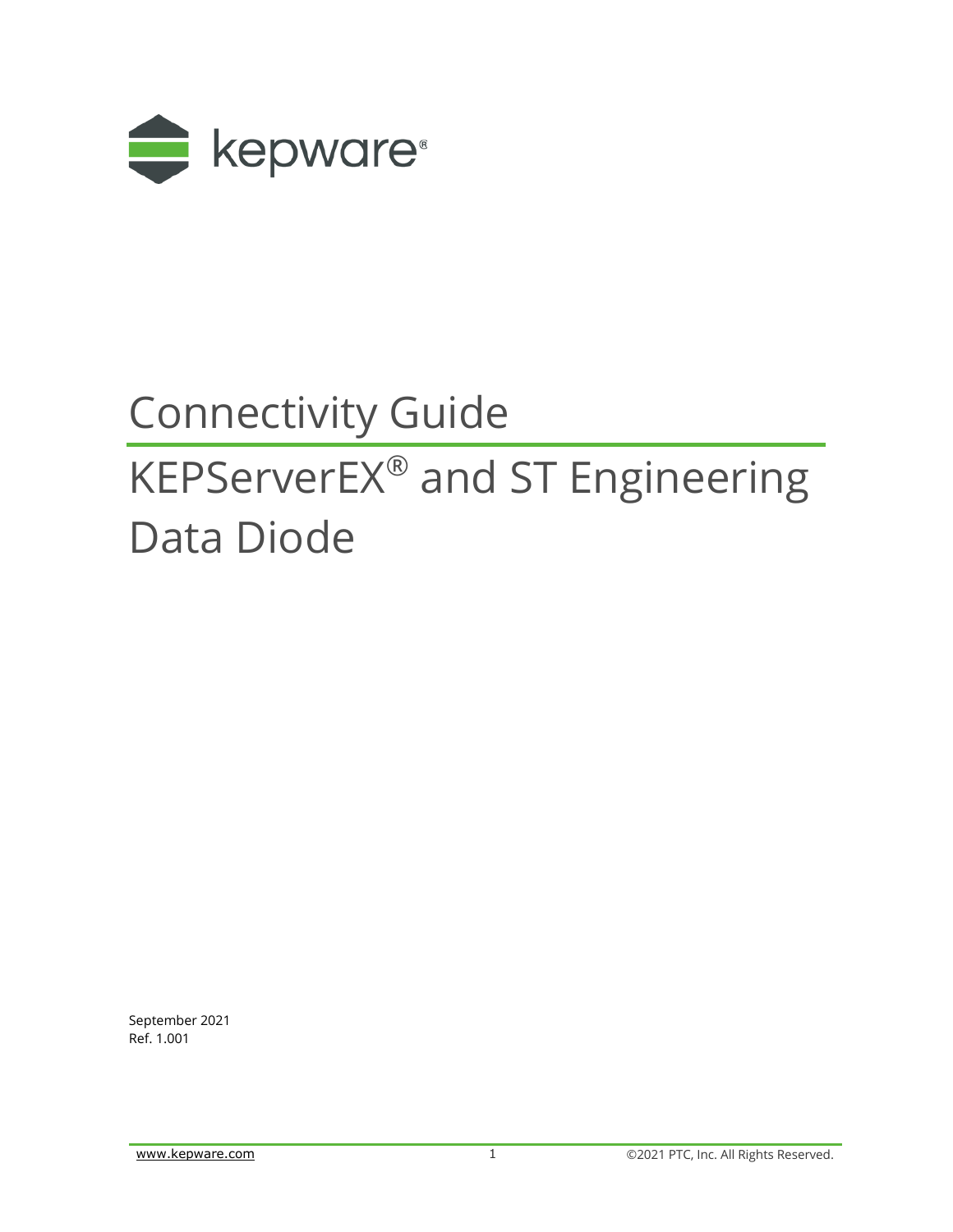kepware®

# Connectivity Guide

# KEPServerEX® and ST Engineering Data Diode

September 2021
Ref. 1.001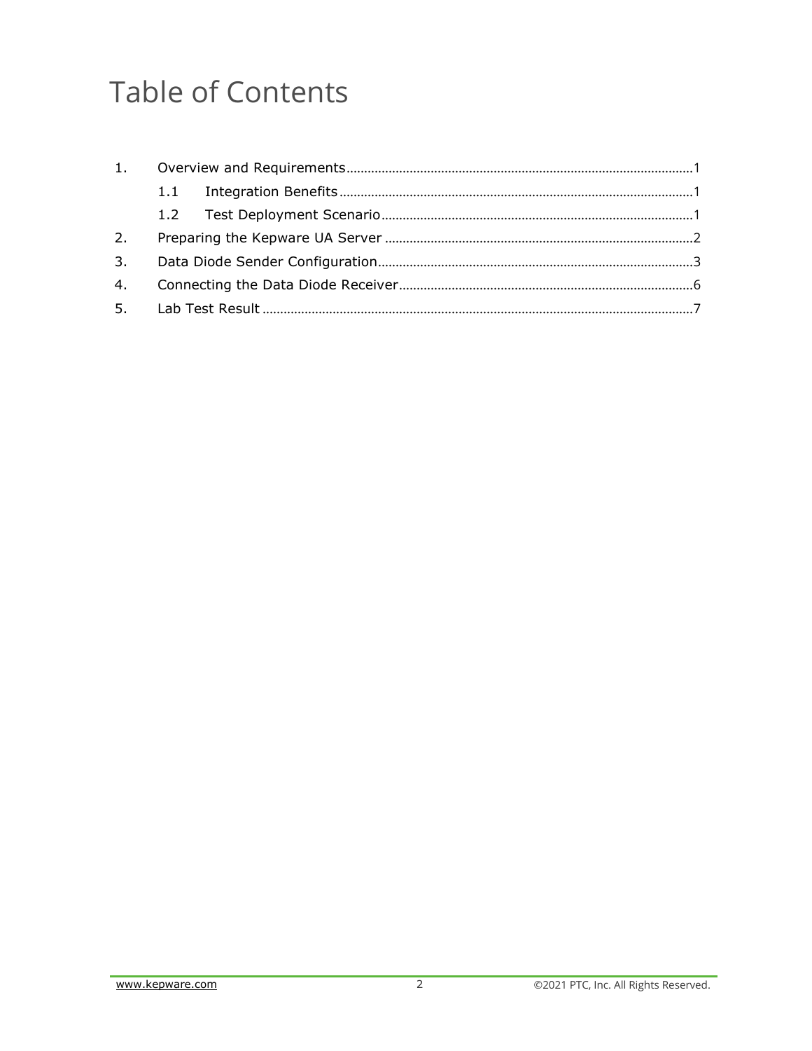# Table of Contents

1. Overview and Requirements ........ 1
   - 1.1 Integration Benefits ........ 1
   - 1.2 Test Deployment Scenario ........ 1
2. Preparing the Kepware UA Server ........ 2
3. Data Diode Sender Configuration ........ 3
4. Connecting the Data Diode Receiver ........ 6
5. Lab Test Result ........ 7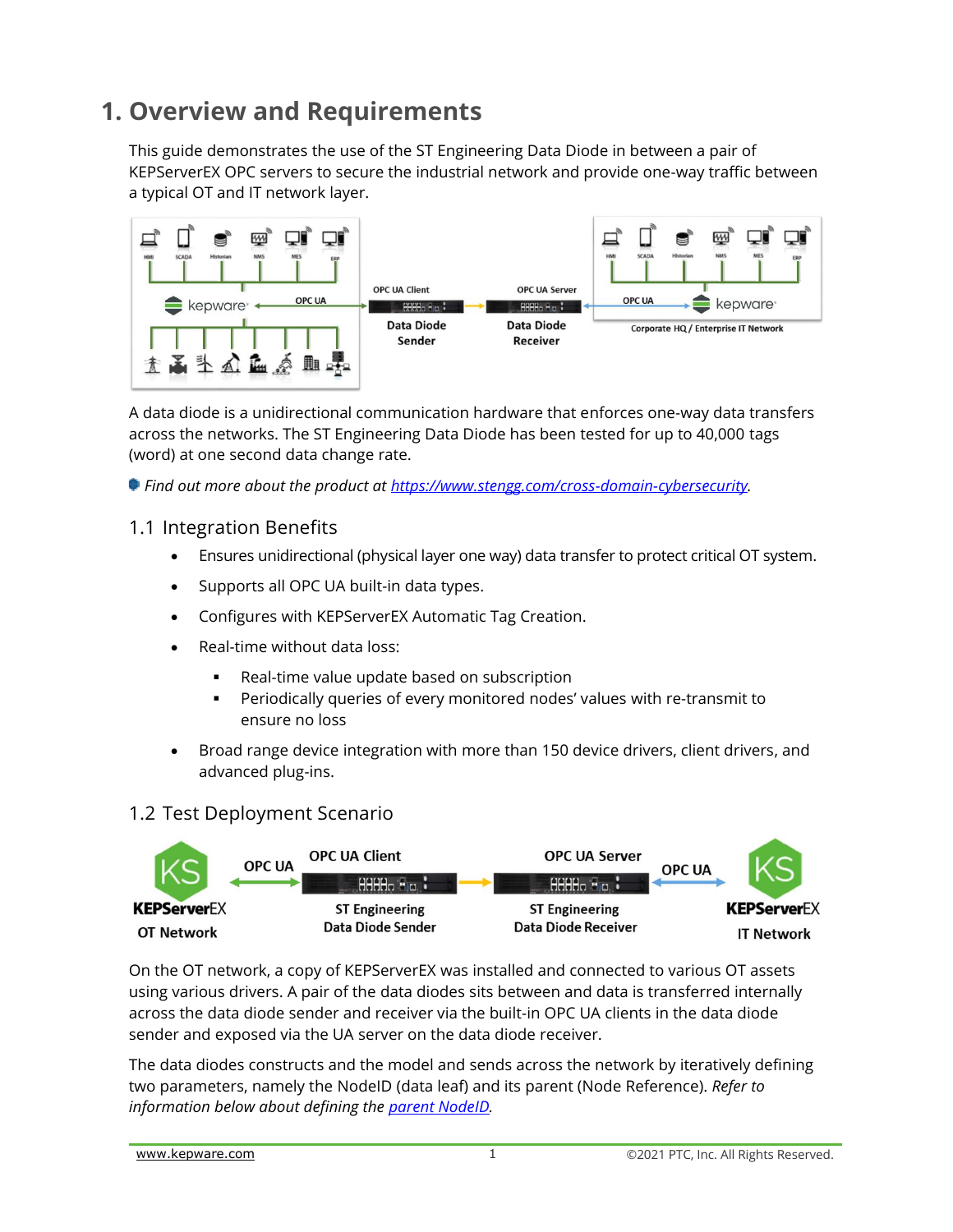# 1. Overview and Requirements

This guide demonstrates the use of the ST Engineering Data Diode in between a pair of KEPServerEX OPC servers to secure the industrial network and provide one-way traffic between a typical OT and IT network layer.

A data diode is a unidirectional communication hardware that enforces one-way data transfers across the networks. The ST Engineering Data Diode has been tested for up to 40,000 tags (word) at one second data change rate.

*Find out more about the product at [https://www.stengg.com/cross-domain-cybersecurity](https://www.stengg.com/cross-domain-cybersecurity).*

## 1.1 Integration Benefits

- Ensures unidirectional (physical layer one way) data transfer to protect critical OT system.
- Supports all OPC UA built-in data types.
- Configures with KEPServerEX Automatic Tag Creation.
- Real-time without data loss:
  - Real-time value update based on subscription
  - Periodically queries of every monitored nodes' values with re-transmit to ensure no loss
- Broad range device integration with more than 150 device drivers, client drivers, and advanced plug-ins.

## 1.2 Test Deployment Scenario

On the OT network, a copy of KEPServerEX was installed and connected to various OT assets using various drivers. A pair of the data diodes sits between and data is transferred internally across the data diode sender and receiver via the built-in OPC UA clients in the data diode sender and exposed via the UA server on the data diode receiver.

The data diodes constructs and the model and sends across the network by iteratively defining two parameters, namely the NodeID (data leaf) and its parent (Node Reference). *Refer to information below about defining the [parent NodeID](#).*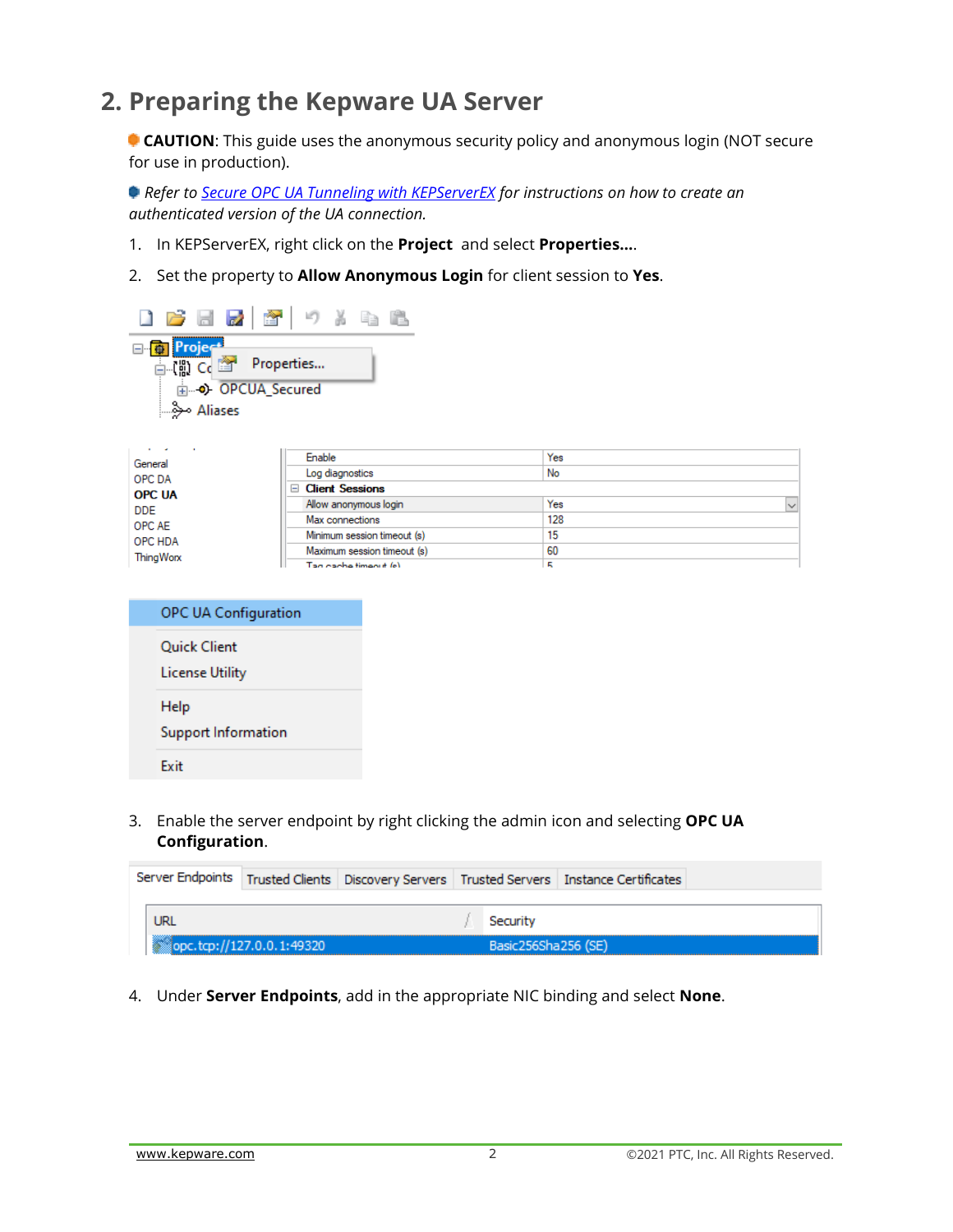## 2. Preparing the Kepware UA Server

**CAUTION**: This guide uses the anonymous security policy and anonymous login (NOT secure for use in production).

*Refer to* [*Secure OPC UA Tunneling with KEPServerEX*]() *for instructions on how to create an authenticated version of the UA connection.*

1. In KEPServerEX, right click on the **Project** and select **Properties...**.
2. Set the property to **Allow Anonymous Login** for client session to **Yes**.
3. Enable the server endpoint by right clicking the admin icon and selecting **OPC UA Configuration**.
4. Under **Server Endpoints**, add in the appropriate NIC binding and select **None**.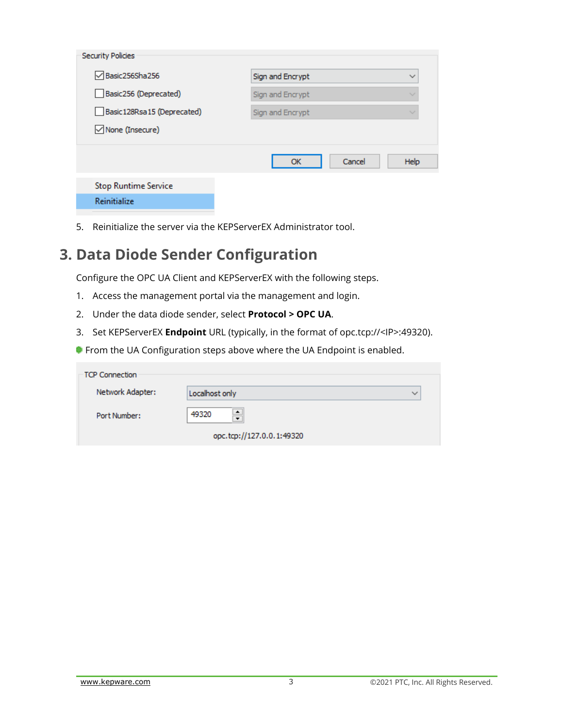5. Reinitialize the server via the KEPServerEX Administrator tool.

## 3. Data Diode Sender Configuration

Configure the OPC UA Client and KEPServerEX with the following steps.

1. Access the management portal via the management and login.
2. Under the data diode sender, select **Protocol > OPC UA**.
3. Set KEPServerEX **Endpoint** URL (typically, in the format of opc.tcp://<IP>:49320).

- From the UA Configuration steps above where the UA Endpoint is enabled.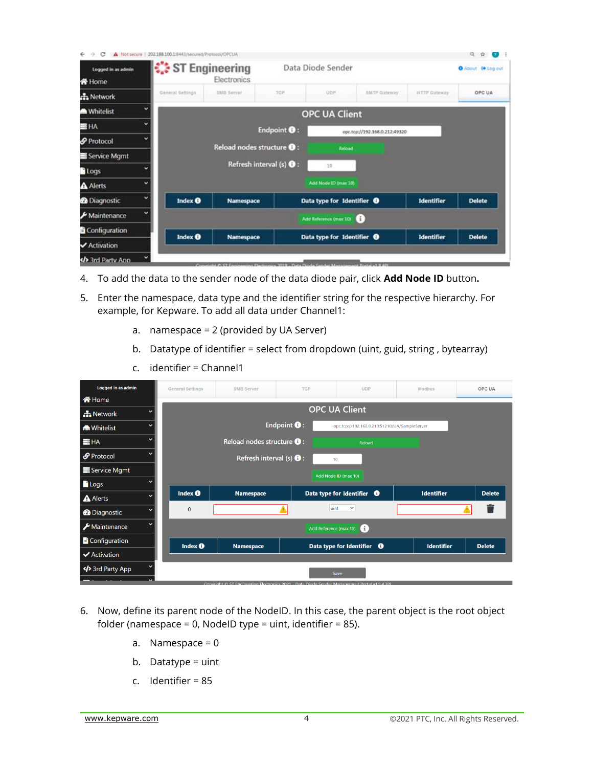4. To add the data to the sender node of the data diode pair, click **Add Node ID** button**.**

5. Enter the namespace, data type and the identifier string for the respective hierarchy. For example, for Kepware. To add all data under Channel1:

   a. namespace = 2 (provided by UA Server)

   b. Datatype of identifier = select from dropdown (uint, guid, string , bytearray)

   c. identifier = Channel1

6. Now, define its parent node of the NodeID. In this case, the parent object is the root object folder (namespace = 0, NodeID type = uint, identifier = 85).

   a. Namespace = 0

   b. Datatype = uint

   c. Identifier = 85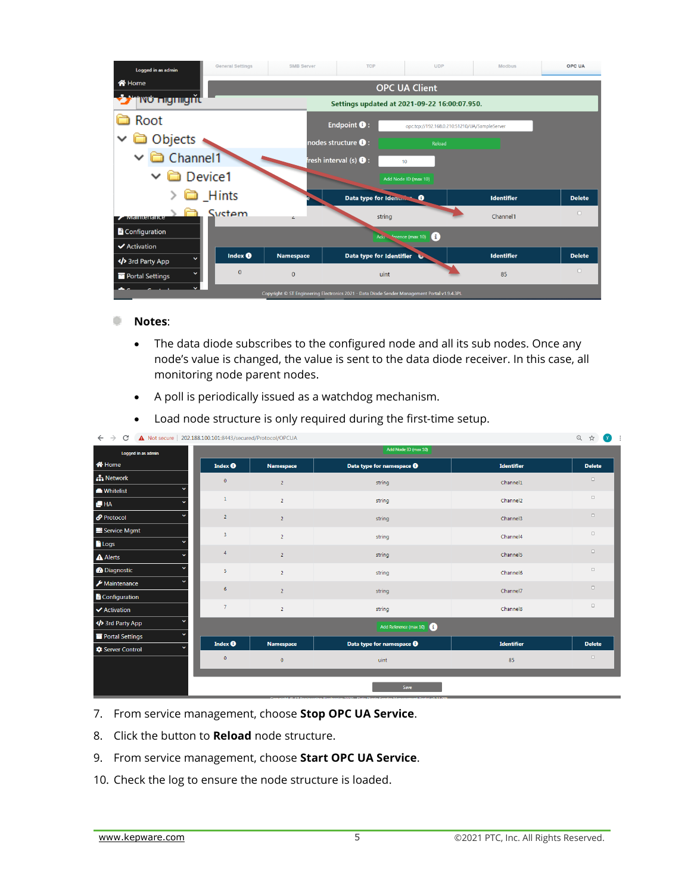**Notes**:

- The data diode subscribes to the configured node and all its sub nodes. Once any node's value is changed, the value is sent to the data diode receiver. In this case, all monitoring node parent nodes.
- A poll is periodically issued as a watchdog mechanism.
- Load node structure is only required during the first-time setup.

7. From service management, choose **Stop OPC UA Service**.
8. Click the button to **Reload** node structure.
9. From service management, choose **Start OPC UA Service**.
10. Check the log to ensure the node structure is loaded.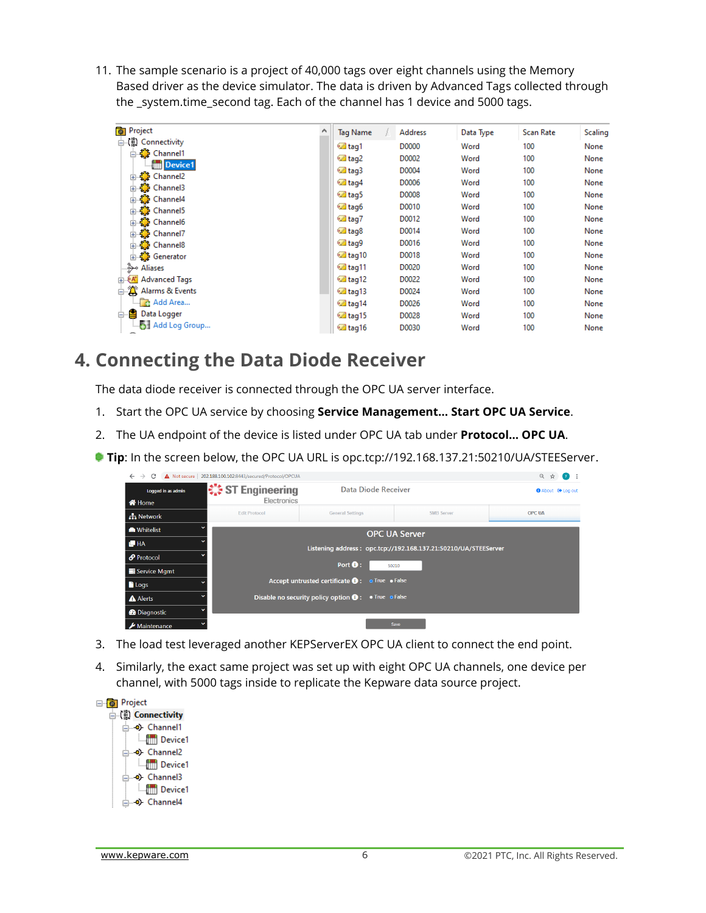11. The sample scenario is a project of 40,000 tags over eight channels using the Memory Based driver as the device simulator. The data is driven by Advanced Tags collected through the _system.time_second tag. Each of the channel has 1 device and 5000 tags.

# 4. Connecting the Data Diode Receiver

The data diode receiver is connected through the OPC UA server interface.

1. Start the OPC UA service by choosing **Service Management… Start OPC UA Service**.
2. The UA endpoint of the device is listed under OPC UA tab under **Protocol… OPC UA**.

**Tip**: In the screen below, the OPC UA URL is opc.tcp://192.168.137.21:50210/UA/STEEServer.

3. The load test leveraged another KEPServerEX OPC UA client to connect the end point.
4. Similarly, the exact same project was set up with eight OPC UA channels, one device per channel, with 5000 tags inside to replicate the Kepware data source project.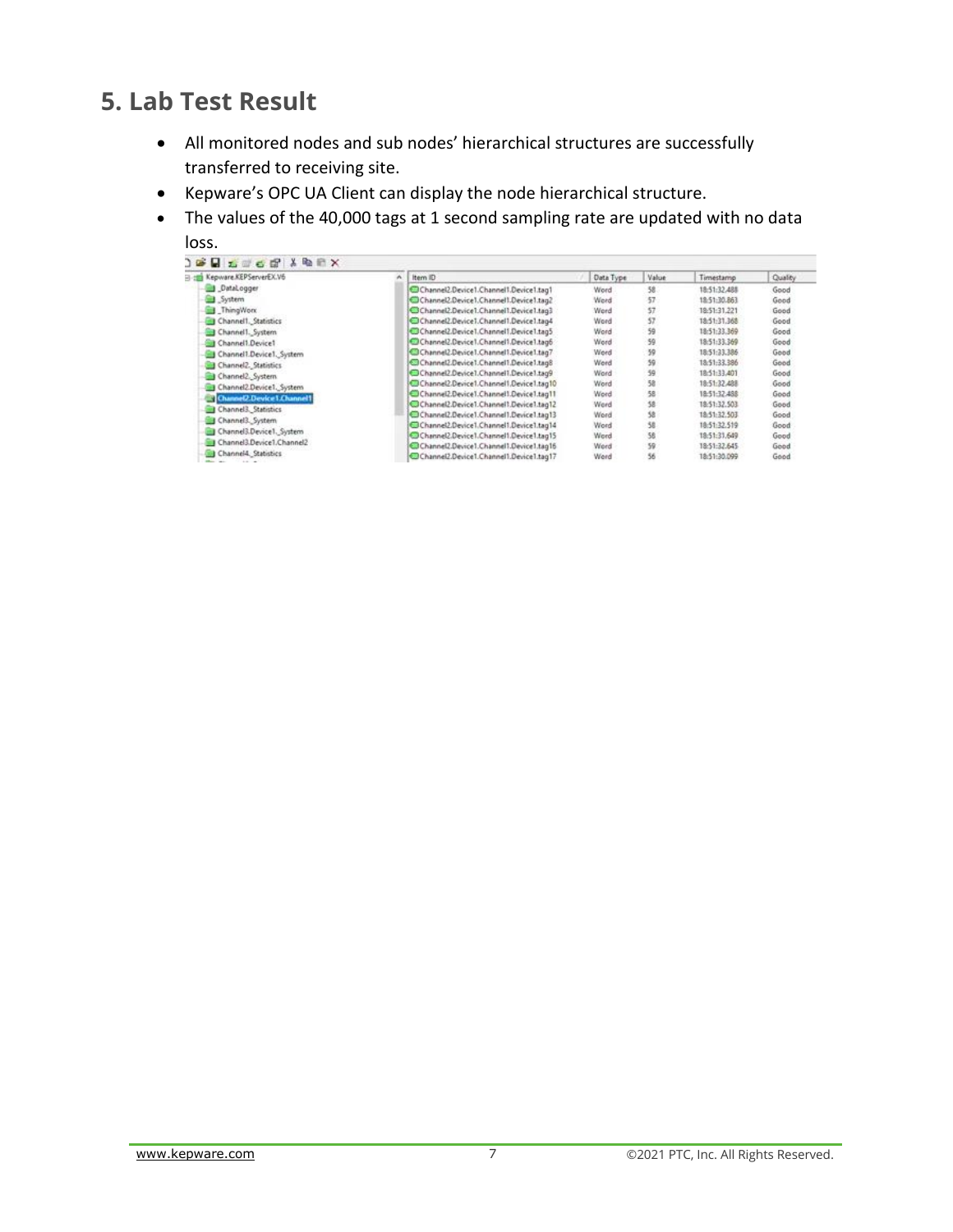## 5. Lab Test Result

- All monitored nodes and sub nodes' hierarchical structures are successfully transferred to receiving site.
- Kepware's OPC UA Client can display the node hierarchical structure.
- The values of the 40,000 tags at 1 second sampling rate are updated with no data loss.

Kepware.KEPServerEX.V6
_DataLogger
_System
_ThingWorx
Channel1._Statistics
Channel1._System
Channel1.Device1
Channel1.Device1._System
Channel2._Statistics
Channel2._System
Channel2.Device1._System
Channel2.Device1.Channel1
Channel3._Statistics
Channel3._System
Channel3.Device1._System
Channel3.Device1.Channel2
Channel4._Statistics

| Item ID | Data Type | Value | Timestamp | Quality |
|---|---|---|---|---|
| Channel2.Device1.Channel1.Device1.tag1 | Word | 58 | 18:51:32.488 | Good |
| Channel2.Device1.Channel1.Device1.tag2 | Word | 57 | 18:51:30.863 | Good |
| Channel2.Device1.Channel1.Device1.tag3 | Word | 57 | 18:51:31.221 | Good |
| Channel2.Device1.Channel1.Device1.tag4 | Word | 57 | 18:51:31.368 | Good |
| Channel2.Device1.Channel1.Device1.tag5 | Word | 59 | 18:51:33.369 | Good |
| Channel2.Device1.Channel1.Device1.tag6 | Word | 59 | 18:51:33.369 | Good |
| Channel2.Device1.Channel1.Device1.tag7 | Word | 59 | 18:51:33.386 | Good |
| Channel2.Device1.Channel1.Device1.tag8 | Word | 59 | 18:51:33.386 | Good |
| Channel2.Device1.Channel1.Device1.tag9 | Word | 59 | 18:51:33.401 | Good |
| Channel2.Device1.Channel1.Device1.tag10 | Word | 58 | 18:51:32.488 | Good |
| Channel2.Device1.Channel1.Device1.tag11 | Word | 58 | 18:51:32.488 | Good |
| Channel2.Device1.Channel1.Device1.tag12 | Word | 58 | 18:51:32.503 | Good |
| Channel2.Device1.Channel1.Device1.tag13 | Word | 58 | 18:51:32.503 | Good |
| Channel2.Device1.Channel1.Device1.tag14 | Word | 58 | 18:51:32.519 | Good |
| Channel2.Device1.Channel1.Device1.tag15 | Word | 56 | 18:51:31.649 | Good |
| Channel2.Device1.Channel1.Device1.tag16 | Word | 59 | 18:51:32.645 | Good |
| Channel2.Device1.Channel1.Device1.tag17 | Word | 56 | 18:51:30.099 | Good |